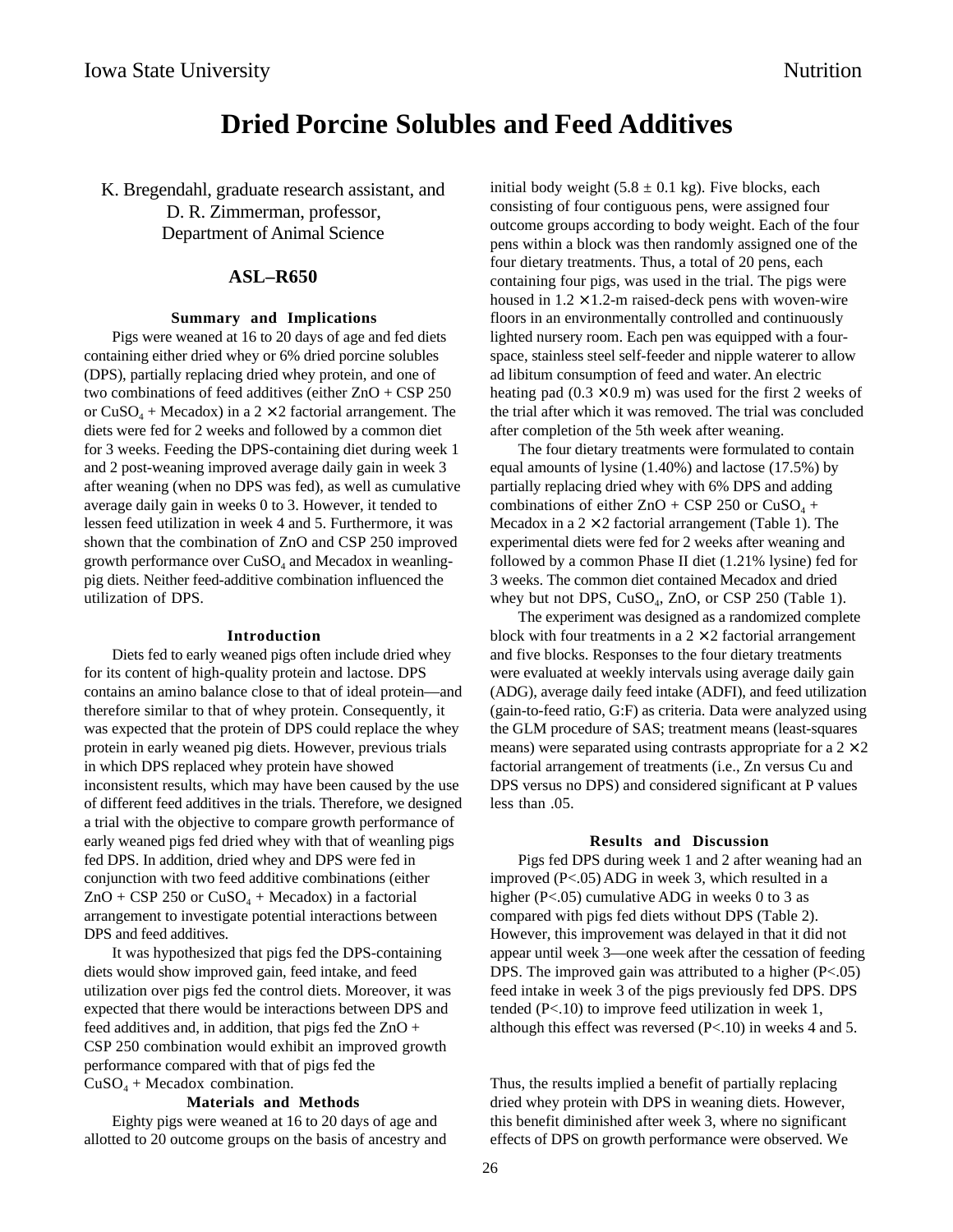# Dried Porcine Solubles and Feed Additives

K. Bregendahl, graduate research assistant, and
D. R. Zimmerman, professor,
Department of Animal Science

## ASL–R650

### Summary and Implications

Pigs were weaned at 16 to 20 days of age and fed diets containing either dried whey or 6% dried porcine solubles (DPS), partially replacing dried whey protein, and one of two combinations of feed additives (either ZnO + CSP 250 or $CuSO_4$ + Mecadox) in a 2 × 2 factorial arrangement. The diets were fed for 2 weeks and followed by a common diet for 3 weeks. Feeding the DPS-containing diet during week 1 and 2 post-weaning improved average daily gain in week 3 after weaning (when no DPS was fed), as well as cumulative average daily gain in weeks 0 to 3. However, it tended to lessen feed utilization in week 4 and 5. Furthermore, it was shown that the combination of ZnO and CSP 250 improved growth performance over $CuSO_4$ and Mecadox in weanling-pig diets. Neither feed-additive combination influenced the utilization of DPS.

### Introduction

Diets fed to early weaned pigs often include dried whey for its content of high-quality protein and lactose. DPS contains an amino balance close to that of ideal protein—and therefore similar to that of whey protein. Consequently, it was expected that the protein of DPS could replace the whey protein in early weaned pig diets. However, previous trials in which DPS replaced whey protein have showed inconsistent results, which may have been caused by the use of different feed additives in the trials. Therefore, we designed a trial with the objective to compare growth performance of early weaned pigs fed dried whey with that of weanling pigs fed DPS. In addition, dried whey and DPS were fed in conjunction with two feed additive combinations (either ZnO + CSP 250 or $CuSO_4$ + Mecadox) in a factorial arrangement to investigate potential interactions between DPS and feed additives.

It was hypothesized that pigs fed the DPS-containing diets would show improved gain, feed intake, and feed utilization over pigs fed the control diets. Moreover, it was expected that there would be interactions between DPS and feed additives and, in addition, that pigs fed the ZnO + CSP 250 combination would exhibit an improved growth performance compared with that of pigs fed the $CuSO_4$ + Mecadox combination.

### Materials and Methods

Eighty pigs were weaned at 16 to 20 days of age and allotted to 20 outcome groups on the basis of ancestry and initial body weight (5.8 ± 0.1 kg). Five blocks, each consisting of four contiguous pens, were assigned four outcome groups according to body weight. Each of the four pens within a block was then randomly assigned one of the four dietary treatments. Thus, a total of 20 pens, each containing four pigs, was used in the trial. The pigs were housed in 1.2 × 1.2-m raised-deck pens with woven-wire floors in an environmentally controlled and continuously lighted nursery room. Each pen was equipped with a four-space, stainless steel self-feeder and nipple waterer to allow ad libitum consumption of feed and water. An electric heating pad (0.3 × 0.9 m) was used for the first 2 weeks of the trial after which it was removed. The trial was concluded after completion of the 5th week after weaning.

The four dietary treatments were formulated to contain equal amounts of lysine (1.40%) and lactose (17.5%) by partially replacing dried whey with 6% DPS and adding combinations of either ZnO + CSP 250 or $CuSO_4$ + Mecadox in a 2 × 2 factorial arrangement (Table 1). The experimental diets were fed for 2 weeks after weaning and followed by a common Phase II diet (1.21% lysine) fed for 3 weeks. The common diet contained Mecadox and dried whey but not DPS, $CuSO_4$, ZnO, or CSP 250 (Table 1).

The experiment was designed as a randomized complete block with four treatments in a 2 × 2 factorial arrangement and five blocks. Responses to the four dietary treatments were evaluated at weekly intervals using average daily gain (ADG), average daily feed intake (ADFI), and feed utilization (gain-to-feed ratio, G:F) as criteria. Data were analyzed using the GLM procedure of SAS; treatment means (least-squares means) were separated using contrasts appropriate for a 2 × 2 factorial arrangement of treatments (i.e., Zn versus Cu and DPS versus no DPS) and considered significant at P values less than .05.

### Results and Discussion

Pigs fed DPS during week 1 and 2 after weaning had an improved ($P<.05$) ADG in week 3, which resulted in a higher ($P<.05$) cumulative ADG in weeks 0 to 3 as compared with pigs fed diets without DPS (Table 2). However, this improvement was delayed in that it did not appear until week 3—one week after the cessation of feeding DPS. The improved gain was attributed to a higher ($P<.05$) feed intake in week 3 of the pigs previously fed DPS. DPS tended ($P<.10$) to improve feed utilization in week 1, although this effect was reversed ($P<.10$) in weeks 4 and 5.

Thus, the results implied a benefit of partially replacing dried whey protein with DPS in weaning diets. However, this benefit diminished after week 3, where no significant effects of DPS on growth performance were observed. We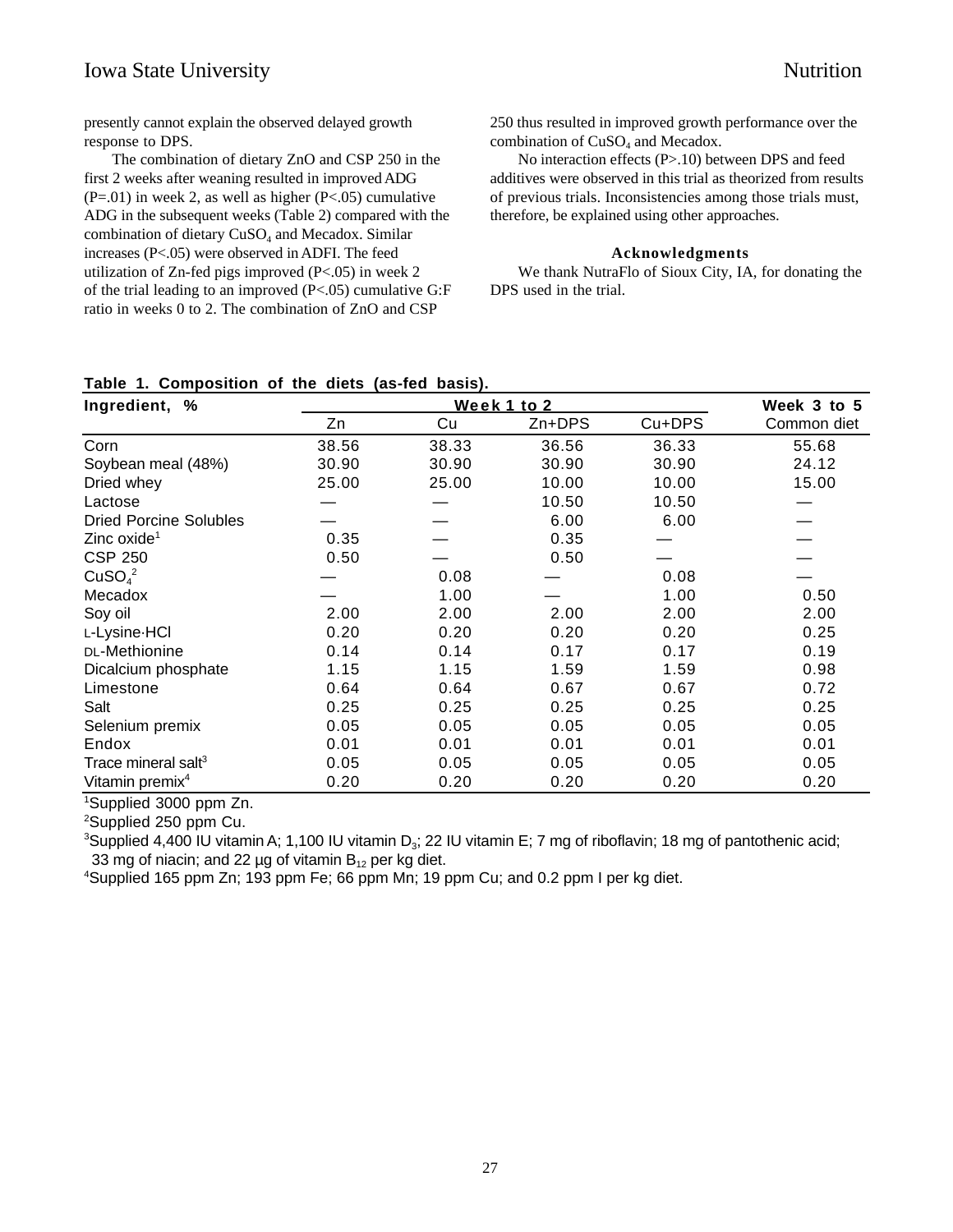presently cannot explain the observed delayed growth response to DPS.

The combination of dietary ZnO and CSP 250 in the first 2 weeks after weaning resulted in improved ADG ($P=.01$) in week 2, as well as higher ($P<.05$) cumulative ADG in the subsequent weeks (Table 2) compared with the combination of dietary $CuSO_4$ and Mecadox. Similar increases ($P<.05$) were observed in ADFI. The feed utilization of Zn-fed pigs improved ($P<.05$) in week 2 of the trial leading to an improved ($P<.05$) cumulative G:F ratio in weeks 0 to 2. The combination of ZnO and CSP 250 thus resulted in improved growth performance over the combination of $CuSO_4$ and Mecadox.

No interaction effects ($P>.10$) between DPS and feed additives were observed in this trial as theorized from results of previous trials. Inconsistencies among those trials must, therefore, be explained using other approaches.

### Acknowledgments

We thank NutraFlo of Sioux City, IA, for donating the DPS used in the trial.

**Table 1. Composition of the diets (as-fed basis).**

| Ingredient, % | Week 1 to 2 | | | | Week 3 to 5 |
|---|---|---|---|---|---|
| | Zn | Cu | Zn+DPS | Cu+DPS | Common diet |
| Corn | 38.56 | 38.33 | 36.56 | 36.33 | 55.68 |
| Soybean meal (48%) | 30.90 | 30.90 | 30.90 | 30.90 | 24.12 |
| Dried whey | 25.00 | 25.00 | 10.00 | 10.00 | 15.00 |
| Lactose | — | — | 10.50 | 10.50 | — |
| Dried Porcine Solubles | — | — | 6.00 | 6.00 | — |
| Zinc oxide[1] | 0.35 | — | 0.35 | — | — |
| CSP 250 | 0.50 | — | 0.50 | — | — |
| $CuSO_4$[2] | — | 0.08 | — | 0.08 | — |
| Mecadox | — | 1.00 | — | 1.00 | 0.50 |
| Soy oil | 2.00 | 2.00 | 2.00 | 2.00 | 2.00 |
| L-Lysine·HCl | 0.20 | 0.20 | 0.20 | 0.20 | 0.25 |
| DL-Methionine | 0.14 | 0.14 | 0.17 | 0.17 | 0.19 |
| Dicalcium phosphate | 1.15 | 1.15 | 1.59 | 1.59 | 0.98 |
| Limestone | 0.64 | 0.64 | 0.67 | 0.67 | 0.72 |
| Salt | 0.25 | 0.25 | 0.25 | 0.25 | 0.25 |
| Selenium premix | 0.05 | 0.05 | 0.05 | 0.05 | 0.05 |
| Endox | 0.01 | 0.01 | 0.01 | 0.01 | 0.01 |
| Trace mineral salt[3] | 0.05 | 0.05 | 0.05 | 0.05 | 0.05 |
| Vitamin premix[4] | 0.20 | 0.20 | 0.20 | 0.20 | 0.20 |

[1]Supplied 3000 ppm Zn.

[2]Supplied 250 ppm Cu.

[3]Supplied 4,400 IU vitamin A; 1,100 IU vitamin $D_3$; 22 IU vitamin E; 7 mg of riboflavin; 18 mg of pantothenic acid; 33 mg of niacin; and 22 µg of vitamin $B_{12}$ per kg diet.

[4]Supplied 165 ppm Zn; 193 ppm Fe; 66 ppm Mn; 19 ppm Cu; and 0.2 ppm I per kg diet.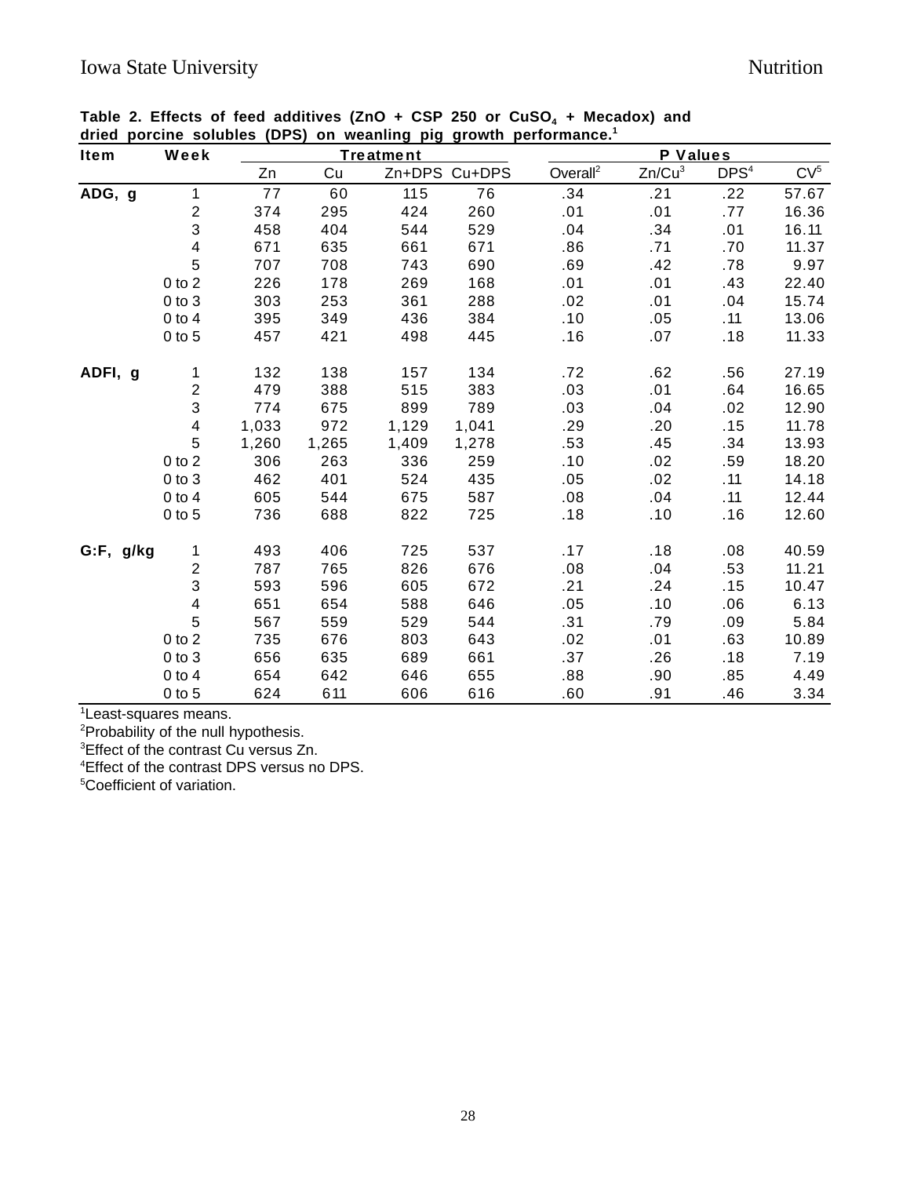**Table 2. Effects of feed additives (ZnO + CSP 250 or $CuSO_4$ + Mecadox) and dried porcine solubles (DPS) on weanling pig growth performance.[1]**

| Item | Week | Treatment | | | | P Values | | | |
|---|---|---|---|---|---|---|---|---|---|
| | | Zn | Cu | Zn+DPS | Cu+DPS | Overall[2] | Zn/Cu[3] | DPS[4] | CV[5] |
| ADG, g | 1 | 77 | 60 | 115 | 76 | .34 | .21 | .22 | 57.67 |
| | 2 | 374 | 295 | 424 | 260 | .01 | .01 | .77 | 16.36 |
| | 3 | 458 | 404 | 544 | 529 | .04 | .34 | .01 | 16.11 |
| | 4 | 671 | 635 | 661 | 671 | .86 | .71 | .70 | 11.37 |
| | 5 | 707 | 708 | 743 | 690 | .69 | .42 | .78 | 9.97 |
| | 0 to 2 | 226 | 178 | 269 | 168 | .01 | .01 | .43 | 22.40 |
| | 0 to 3 | 303 | 253 | 361 | 288 | .02 | .01 | .04 | 15.74 |
| | 0 to 4 | 395 | 349 | 436 | 384 | .10 | .05 | .11 | 13.06 |
| | 0 to 5 | 457 | 421 | 498 | 445 | .16 | .07 | .18 | 11.33 |
| ADFI, g | 1 | 132 | 138 | 157 | 134 | .72 | .62 | .56 | 27.19 |
| | 2 | 479 | 388 | 515 | 383 | .03 | .01 | .64 | 16.65 |
| | 3 | 774 | 675 | 899 | 789 | .03 | .04 | .02 | 12.90 |
| | 4 | 1,033 | 972 | 1,129 | 1,041 | .29 | .20 | .15 | 11.78 |
| | 5 | 1,260 | 1,265 | 1,409 | 1,278 | .53 | .45 | .34 | 13.93 |
| | 0 to 2 | 306 | 263 | 336 | 259 | .10 | .02 | .59 | 18.20 |
| | 0 to 3 | 462 | 401 | 524 | 435 | .05 | .02 | .11 | 14.18 |
| | 0 to 4 | 605 | 544 | 675 | 587 | .08 | .04 | .11 | 12.44 |
| | 0 to 5 | 736 | 688 | 822 | 725 | .18 | .10 | .16 | 12.60 |
| G:F, g/kg | 1 | 493 | 406 | 725 | 537 | .17 | .18 | .08 | 40.59 |
| | 2 | 787 | 765 | 826 | 676 | .08 | .04 | .53 | 11.21 |
| | 3 | 593 | 596 | 605 | 672 | .21 | .24 | .15 | 10.47 |
| | 4 | 651 | 654 | 588 | 646 | .05 | .10 | .06 | 6.13 |
| | 5 | 567 | 559 | 529 | 544 | .31 | .79 | .09 | 5.84 |
| | 0 to 2 | 735 | 676 | 803 | 643 | .02 | .01 | .63 | 10.89 |
| | 0 to 3 | 656 | 635 | 689 | 661 | .37 | .26 | .18 | 7.19 |
| | 0 to 4 | 654 | 642 | 646 | 655 | .88 | .90 | .85 | 4.49 |
| | 0 to 5 | 624 | 611 | 606 | 616 | .60 | .91 | .46 | 3.34 |

[1]Least-squares means.
[2]Probability of the null hypothesis.
[3]Effect of the contrast Cu versus Zn.
[4]Effect of the contrast DPS versus no DPS.
[5]Coefficient of variation.